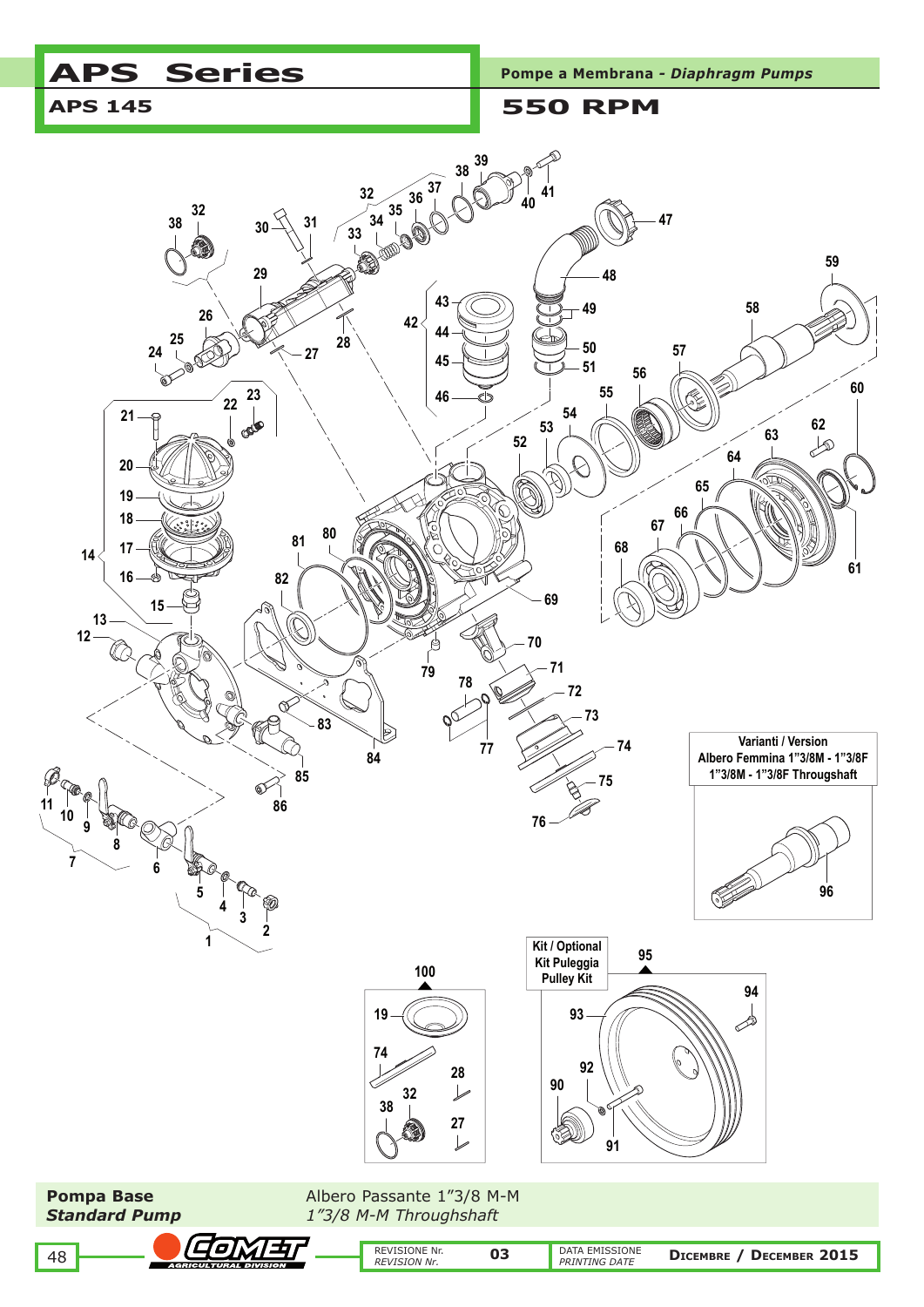# APS Series

## APS 145

Pompe a Membrana - *Diaphragm Pumps*

## 550 RPM

Varianti / Version
Albero Femmina 1"3/8M - 1"3/8F
1"3/8M - 1"3/8F Throughshaft

Kit / Optional
Kit Puleggia
Pulley Kit

**Pompa Base**
***Standard Pump***

Albero Passante 1"3/8 M-M
*1"3/8 M-M Throughshaft*

REVISIONE Nr.
*REVISION Nr.* 03

DATA EMISSIONE
*PRINTING DATE* DICEMBRE / DECEMBER 2015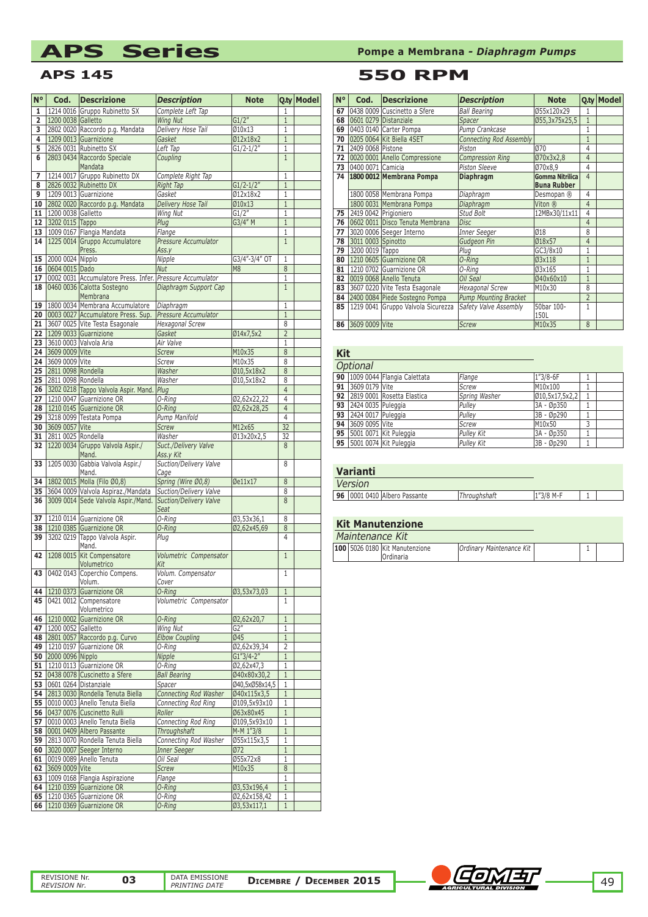# APS Series

**Pompe a Membrana - *Diaphragm Pumps***

## APS 145

## 550 RPM

| N° | Cod. | Descrizione | Description | Note | Q.ty | Model |
|---|---|---|---|---|---|---|
| 1 | 1214 0016 | Gruppo Rubinetto SX | Complete Left Tap | | 1 | |
| 2 | 1200 0038 | Galletto | Wing Nut | G1/2" | 1 | |
| 3 | 2802 0020 | Raccordo p.g. Mandata | Delivery Hose Tail | Ø10x13 | 1 | |
| 4 | 1209 0013 | Guarnizione | Gasket | Ø12x18x2 | 1 | |
| 5 | 2826 0031 | Rubinetto SX | Left Tap | G1/2-1/2" | 1 | |
| 6 | 2803 0434 | Raccordo Speciale Mandata | Coupling | | 1 | |
| 7 | 1214 0017 | Gruppo Rubinetto DX | Complete Right Tap | | 1 | |
| 8 | 2826 0032 | Rubinetto DX | Right Tap | G1/2-1/2" | 1 | |
| 9 | 1209 0013 | Guarnizione | Gasket | Ø12x18x2 | 1 | |
| 10 | 2802 0020 | Raccordo p.g. Mandata | Delivery Hose Tail | Ø10x13 | 1 | |
| 11 | 1200 0038 | Galletto | Wing Nut | G1/2" | 1 | |
| 12 | 3202 0115 | Tappo | Plug | G3/4" M | 1 | |
| 13 | 1009 0167 | Flangia Mandata | Flange | | 1 | |
| 14 | 1225 0014 | Gruppo Accumulatore Press. | Pressure Accumulator Ass.y | | 1 | |
| 15 | 2000 0024 | Nipplo | Nipple | G3/4"-3/4" OT | 1 | |
| 16 | 0604 0015 | Dado | Nut | M8 | 8 | |
| 17 | 0002 0031 | Accumulatore Press. Infer. | Pressure Accumulator | | 1 | |
| 18 | 0460 0036 | Calotta Sostegno Membrana | Diaphragm Support Cap | | 1 | |
| 19 | 1800 0034 | Membrana Accumulatore | Diaphragm | | 1 | |
| 20 | 0003 0027 | Accumulatore Press. Sup. | Pressure Accumulator | | 1 | |
| 21 | 3607 0025 | Vite Testa Esagonale | Hexagonal Screw | | 8 | |
| 22 | 1209 0033 | Guarnizione | Gasket | Ø14x7,5x2 | 2 | |
| 23 | 3610 0003 | Valvola Aria | Air Valve | | 1 | |
| 24 | 3609 0009 | Vite | Screw | M10x35 | 8 | |
| 24 | 3609 0009 | Vite | Screw | M10x35 | 8 | |
| 25 | 2811 0098 | Rondella | Washer | Ø10,5x18x2 | 8 | |
| 25 | 2811 0098 | Rondella | Washer | Ø10,5x18x2 | 8 | |
| 26 | 3202 0218 | Tappo Valvola Aspir. Mand. | Plug | | 4 | |
| 27 | 1210 0047 | Guarnizione OR | O-Ring | Ø2,62x22,22 | 4 | |
| 28 | 1210 0145 | Guarnizione OR | O-Ring | Ø2,62x28,25 | 4 | |
| 29 | 3218 0099 | Testata Pompa | Pump Manifold | | 4 | |
| 30 | 3609 0057 | Vite | Screw | M12x65 | 32 | |
| 31 | 2811 0025 | Rondella | Washer | Ø13x20x2,5 | 32 | |
| 32 | 1220 0034 | Gruppo Valvola Aspir./ Mand. | Suct./Delivery Valve Ass.y Kit | | 8 | |
| 33 | 1205 0030 | Gabbia Valvola Aspir./ Mand. | Suction/Delivery Valve Cage | | 8 | |
| 34 | 1802 0015 | Molla (Filo Ø0,8) | Spring (Wire Ø0,8) | Øe11x17 | 8 | |
| 35 | 3604 0009 | Valvola Aspiraz./Mandata | Suction/Delivery Valve | | 8 | |
| 36 | 3009 0014 | Sede Valvola Aspir./Mand. | Suction/Delivery Valve Seat | | 8 | |
| 37 | 1210 0114 | Guarnizione OR | O-Ring | Ø3,53x36,1 | 8 | |
| 38 | 1210 0385 | Guarnizione OR | O-Ring | Ø2,62x45,69 | 8 | |
| 39 | 3202 0219 | Tappo Valvola Aspir. Mand. | Plug | | 4 | |
| 42 | 1208 0015 | Kit Compensatore Volumetrico | Volumetric Compensator Kit | | 1 | |
| 43 | 0402 0143 | Coperchio Compens. Volum. | Volum. Compensator Cover | | 1 | |
| 44 | 1210 0373 | Guarnizione OR | O-Ring | Ø3,53x73,03 | 1 | |
| 45 | 0421 0012 | Compensatore Volumetrico | Volumetric Compensator | | 1 | |
| 46 | 1210 0002 | Guarnizione OR | O-Ring | Ø2,62x20,7 | 1 | |
| 47 | 1200 0052 | Galletto | Wing Nut | G2" | 1 | |
| 48 | 2801 0057 | Raccordo p.g. Curvo | Elbow Coupling | Ø45 | 1 | |
| 49 | 1210 0197 | Guarnizione OR | O-Ring | Ø2,62x39,34 | 2 | |
| 50 | 2000 0096 | Nipplo | Nipple | G1"3/4-2" | 1 | |
| 51 | 1210 0113 | Guarnizione OR | O-Ring | Ø2,62x47,3 | 1 | |
| 52 | 0438 0078 | Cuscinetto a Sfere | Ball Bearing | Ø40x80x30,2 | 1 | |
| 53 | 0601 0264 | Distanziale | Spacer | Ø40,5xØ58x14,5 | 1 | |
| 54 | 2813 0030 | Rondella Tenuta Biella | Connecting Rod Washer | Ø40x115x3,5 | 1 | |
| 55 | 0010 0003 | Anello Tenuta Biella | Connecting Rod Ring | Ø109,5x93x10 | 1 | |
| 56 | 0437 0076 | Cuscinetto Rulli | Roller | Ø63x80x45 | 1 | |
| 57 | 0010 0003 | Anello Tenuta Biella | Connecting Rod Ring | Ø109,5x93x10 | 1 | |
| 58 | 0001 0409 | Albero Passante | Throughshaft | M-M 1"3/8 | 1 | |
| 59 | 2813 0070 | Rondella Tenuta Biella | Connecting Rod Washer | Ø55x115x3,5 | 1 | |
| 60 | 3020 0007 | Seeger Interno | Inner Seeger | Ø72 | 1 | |
| 61 | 0019 0089 | Anello Tenuta | Oil Seal | Ø55x72x8 | 1 | |
| 62 | 3609 0009 | Vite | Screw | M10x35 | 8 | |
| 63 | 1009 0168 | Flangia Aspirazione | Flange | | 1 | |
| 64 | 1210 0359 | Guarnizione OR | O-Ring | Ø3,53x196,4 | 1 | |
| 65 | 1210 0365 | Guarnizione OR | O-Ring | Ø2,62x158,42 | 1 | |
| 66 | 1210 0369 | Guarnizione OR | O-Ring | Ø3,53x117,1 | 1 | |
| 67 | 0438 0009 | Cuscinetto a Sfere | Ball Bearing | Ø55x120x29 | 1 | |
| 68 | 0601 0279 | Distanziale | Spacer | Ø55,3x75x25,5 | 1 | |
| 69 | 0403 0140 | Carter Pompa | Pump Crankcase | | 1 | |
| 70 | 0205 0064 | Kit Biella 4SET | Connecting Rod Assembly | | 1 | |
| 71 | 2409 0068 | Pistone | Piston | Ø70 | 4 | |
| 72 | 0020 0001 | Anello Compressione | Compression Ring | Ø70x3x2,8 | 4 | |
| 73 | 0400 0071 | Camicia | Piston Sleeve | Ø70x8,9 | 4 | |
| 74 | **1800 0012** | **Membrana Pompa** | **Diaphragm** | **Gomma Nitrilica Buna Rubber** | 4 | |
| | 1800 0058 | Membrana Pompa | Diaphragm | Desmopan ® | 4 | |
| | 1800 0031 | Membrana Pompa | Diaphragm | Viton ® | 4 | |
| 75 | 2419 0042 | Prigioniero | Stud Bolt | 12MBx30/11x11 | 4 | |
| 76 | 0602 0011 | Disco Tenuta Membrana | Disc | | 4 | |
| 77 | 3020 0006 | Seeger Interno | Inner Seeger | Ø18 | 8 | |
| 78 | 3011 0003 | Spinotto | Gudgeon Pin | Ø18x57 | 4 | |
| 79 | 3200 0019 | Tappo | Plug | GC3/8x10 | 1 | |
| 80 | 1210 0605 | Guarnizione OR | O-Ring | Ø3x118 | 1 | |
| 81 | 1210 0702 | Guarnizione OR | O-Ring | Ø3x165 | 1 | |
| 82 | 0019 0068 | Anello Tenuta | Oil Seal | Ø40x60x10 | 1 | |
| 83 | 3607 0220 | Vite Testa Esagonale | Hexagonal Screw | M10x30 | 8 | |
| 84 | 2400 0084 | Piede Sostegno Pompa | Pump Mounting Bracket | | 2 | |
| 85 | 1219 0041 | Gruppo Valvola Sicurezza | Safety Valve Assembly | 50bar 100-150L | 1 | |
| 86 | 3609 0009 | Vite | Screw | M10x35 | 8 | |

### Kit
*Optional*

| N° | Cod. | Descrizione | Description | Note | Q.ty | Model |
|---|---|---|---|---|---|---|
| 90 | 1009 0044 | Flangia Calettata | Flange | 1"3/8-6F | 1 | |
| 91 | 3609 0179 | Vite | Screw | M10x100 | 1 | |
| 92 | 2819 0001 | Rosetta Elastica | Spring Washer | Ø10,5x17,5x2,2 | 1 | |
| 93 | 2424 0035 | Puleggia | Pulley | 3A - Øp350 | 1 | |
| 93 | 2424 0017 | Puleggia | Pulley | 3B - Øp290 | 1 | |
| 94 | 3609 0095 | Vite | Screw | M10x50 | 3 | |
| 95 | 5001 0071 | Kit Puleggia | Pulley Kit | 3A - Øp350 | 1 | |
| 95 | 5001 0074 | Kit Puleggia | Pulley Kit | 3B - Øp290 | 1 | |

### Varianti
*Version*

| N° | Cod. | Descrizione | Description | Note | Q.ty | Model |
|---|---|---|---|---|---|---|
| 96 | 0001 0410 | Albero Passante | Throughshaft | 1"3/8 M-F | 1 | |

### Kit Manutenzione
*Maintenance Kit*

| N° | Cod. | Descrizione | Description | Note | Q.ty | Model |
|---|---|---|---|---|---|---|
| 100 | 5026 0180 | Kit Manutenzione Ordinaria | Ordinary Maintenance Kit | | 1 | |

REVISIONE Nr. / *REVISION Nr.* **03** — DATA EMISSIONE / *PRINTING DATE* **Dicembre / December 2015**